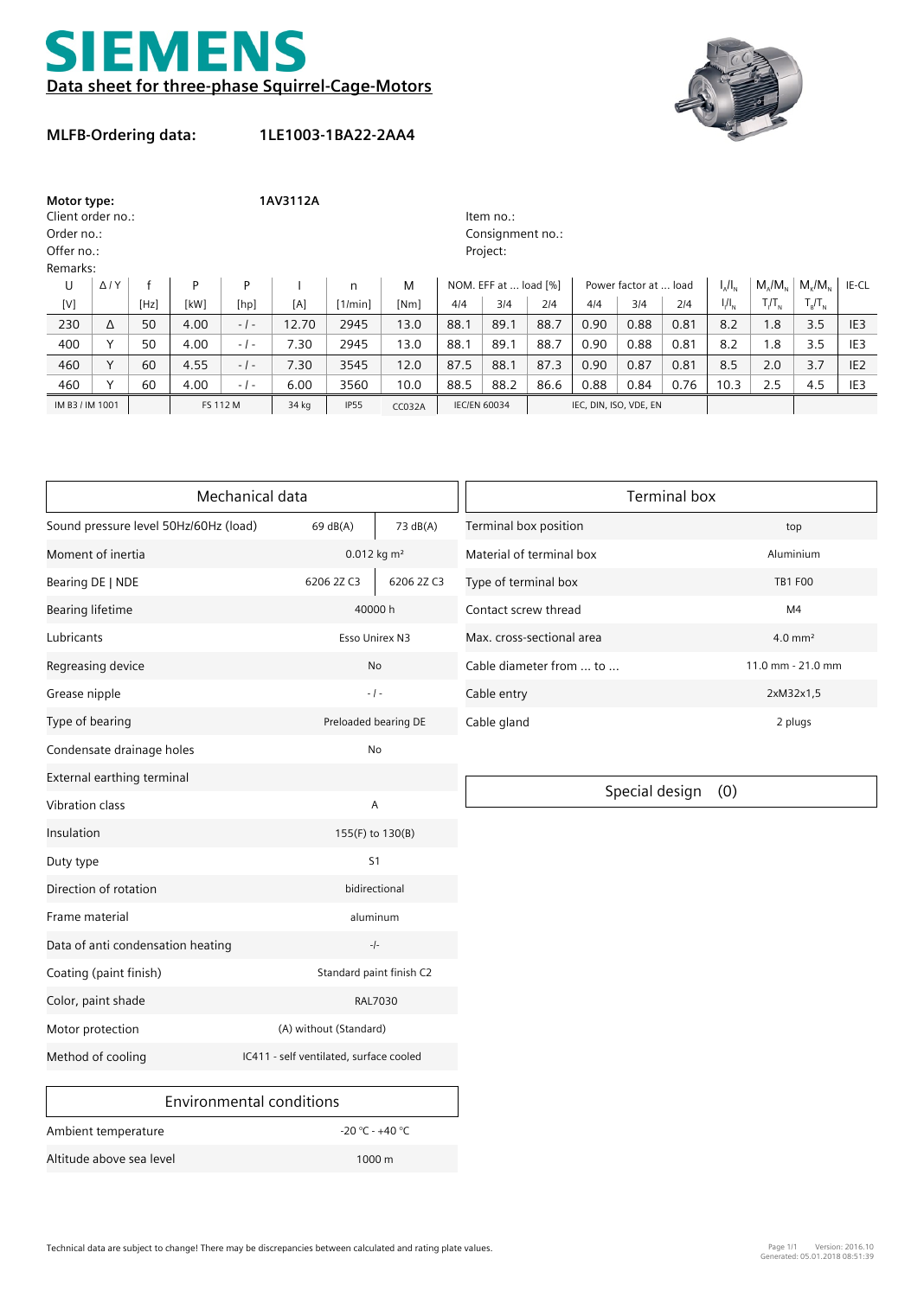# SIEMENS

## Data sheet for three-phase Squirrel-Cage-Motors

**MLFB-Ordering data:** **1LE1003-1BA22-2AA4**

**Motor type:** **1AV3112A**

Client order no.:

Order no.:

Offer no.:

Remarks:

Item no.:

Consignment no.:

Project:

| U | Δ / Y | f | P | P | I | n | M | NOM. EFF at ... load [%] | | | Power factor at ... load | | | $I_A/I_N$ | $M_A/M_N$ | $M_K/M_N$ | IE-CL |
|---|---|---|---|---|---|---|---|---|---|---|---|---|---|---|---|---|---|
| [V] | | [Hz] | [kW] | [hp] | [A] | [1/min] | [Nm] | 4/4 | 3/4 | 2/4 | 4/4 | 3/4 | 2/4 | $I_l/I_N$ | $T_l/T_N$ | $T_B/T_N$ | |
| 230 | Δ | 50 | 4.00 | - / - | 12.70 | 2945 | 13.0 | 88.1 | 89.1 | 88.7 | 0.90 | 0.88 | 0.81 | 8.2 | 1.8 | 3.5 | IE3 |
| 400 | Y | 50 | 4.00 | - / - | 7.30 | 2945 | 13.0 | 88.1 | 89.1 | 88.7 | 0.90 | 0.88 | 0.81 | 8.2 | 1.8 | 3.5 | IE3 |
| 460 | Y | 60 | 4.55 | - / - | 7.30 | 3545 | 12.0 | 87.5 | 88.1 | 87.3 | 0.90 | 0.87 | 0.81 | 8.5 | 2.0 | 3.7 | IE2 |
| 460 | Y | 60 | 4.00 | - / - | 6.00 | 3560 | 10.0 | 88.5 | 88.2 | 86.6 | 0.88 | 0.84 | 0.76 | 10.3 | 2.5 | 4.5 | IE3 |
| IM B3 / IM 1001 | | | FS 112 M | | 34 kg | IP55 | CC032A | IEC/EN 60034 | | | IEC, DIN, ISO, VDE, EN | | | | | | |

### Mechanical data

| | | |
|---|---|---|
| Sound pressure level 50Hz/60Hz (load) | 69 dB(A) | 73 dB(A) |
| Moment of inertia | 0.012 kg m² | |
| Bearing DE \| NDE | 6206 2Z C3 | 6206 2Z C3 |
| Bearing lifetime | 40000 h | |
| Lubricants | Esso Unirex N3 | |
| Regreasing device | No | |
| Grease nipple | - / - | |
| Type of bearing | Preloaded bearing DE | |
| Condensate drainage holes | No | |
| External earthing terminal | | |
| Vibration class | A | |
| Insulation | 155(F) to 130(B) | |
| Duty type | S1 | |
| Direction of rotation | bidirectional | |
| Frame material | aluminum | |
| Data of anti condensation heating | -/- | |
| Coating (paint finish) | Standard paint finish C2 | |
| Color, paint shade | RAL7030 | |
| Motor protection | (A) without (Standard) | |
| Method of cooling | IC411 - self ventilated, surface cooled | |

### Environmental conditions

| | |
|---|---|
| Ambient temperature | -20 °C - +40 °C |
| Altitude above sea level | 1000 m |

### Terminal box

| | |
|---|---|
| Terminal box position | top |
| Material of terminal box | Aluminium |
| Type of terminal box | TB1 F00 |
| Contact screw thread | M4 |
| Max. cross-sectional area | 4.0 mm² |
| Cable diameter from ... to ... | 11.0 mm - 21.0 mm |
| Cable entry | 2xM32x1,5 |
| Cable gland | 2 plugs |

### Special design (0)

Technical data are subject to change! There may be discrepancies between calculated and rating plate values.

Version: 2016.10
Generated: 05.01.2018 08:51:39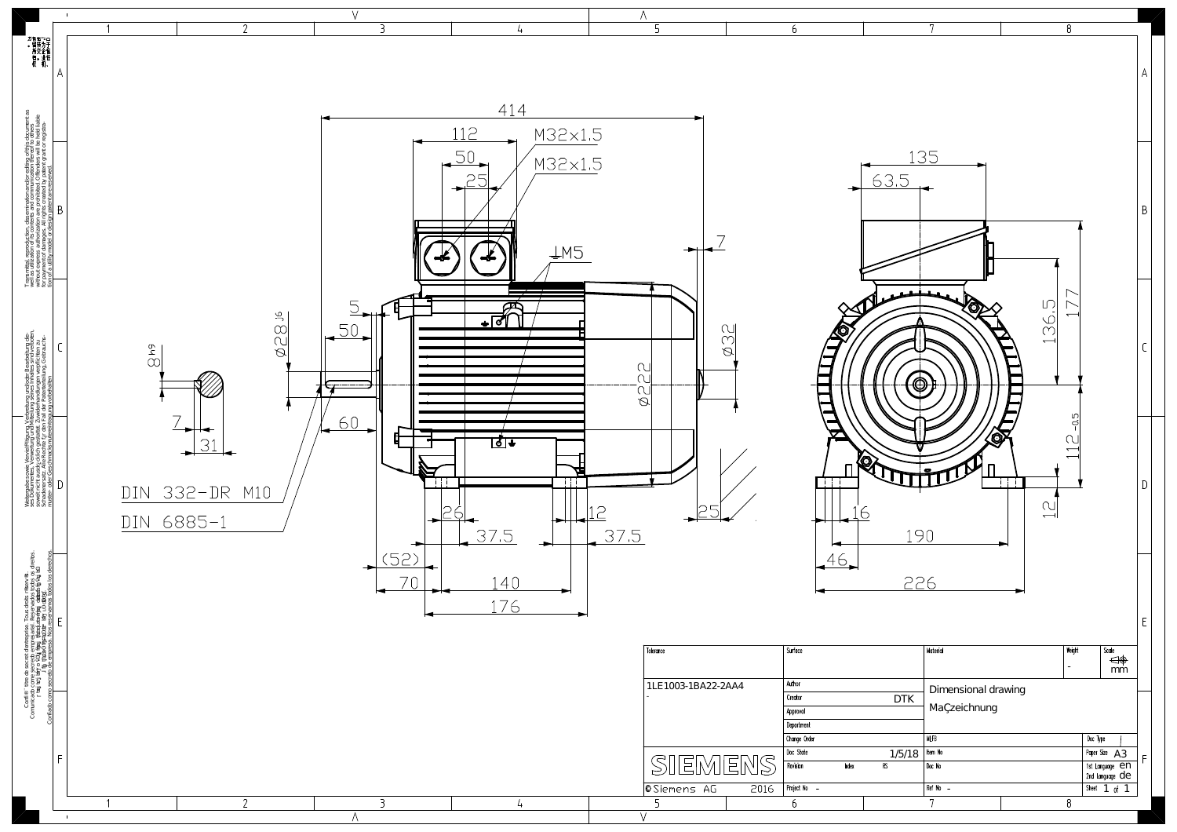414

112

50

25

M32x1.5

M32x1.5

⊥M5

7

135

63.5

5

50

Ø28 j6

Ø222

Ø32

136.5

177

8h9

7

31

60

112 -0.5

DIN 332-DR M10

DIN 6885-1

26

12

25

16

37.5

37.5

190

(52)

46

70

140

226

12

176

| Tolerance | Surface | Material | Weight | Scale |
|---|---|---|---|---|
| 1LE1003-1BA22-2AA4 | Author | Dimensional drawing | - | mm |
| - | Creator DTK | Maßzeichnung | | |
| | Approval | | | |
| | Department | | | |
| | Change Order | MLFB | Doc Type | |
| SIEMENS | Doc State 1/5/18 | Item No | Paper Size A3 | |
| | Revision Index RS | Doc No | 1st Language en, 2nd Language de | |
| © Siemens AG 2016 | Project No - | Ref No - | Sheet 1 of 1 | |

Transmittal, reproduction, dissemination and/or editing of this document as well as utilization of its contents and communication thereof to others without express authorization are prohibited. Offenders will be held liable for payment of damages. All rights created by patent grant or registration of a utility model or design patent are reserved.

Weitergabe sowie Vervielfältigung, Verbreitung und/oder Bearbeitung dieses Dokumentes, Verwertung und Mitteilung seines Inhaltes sind verboten, soweit nicht ausdrücklich gestattet. Zuwiderhandlungen verpflichten zu Schadenersatz. Alle Rechte für den Fall der Patenterteilung, Gebrauchsmuster- oder Geschmacksmustereintragung vorbehalten.

Confié à titre de secret d'entreprise. Tous droits réservés.
Comunicado como segredo empresarial. Reservados todos os direitos.
Confiado como secreto de empresa. Nos reservamos todos los derechos.